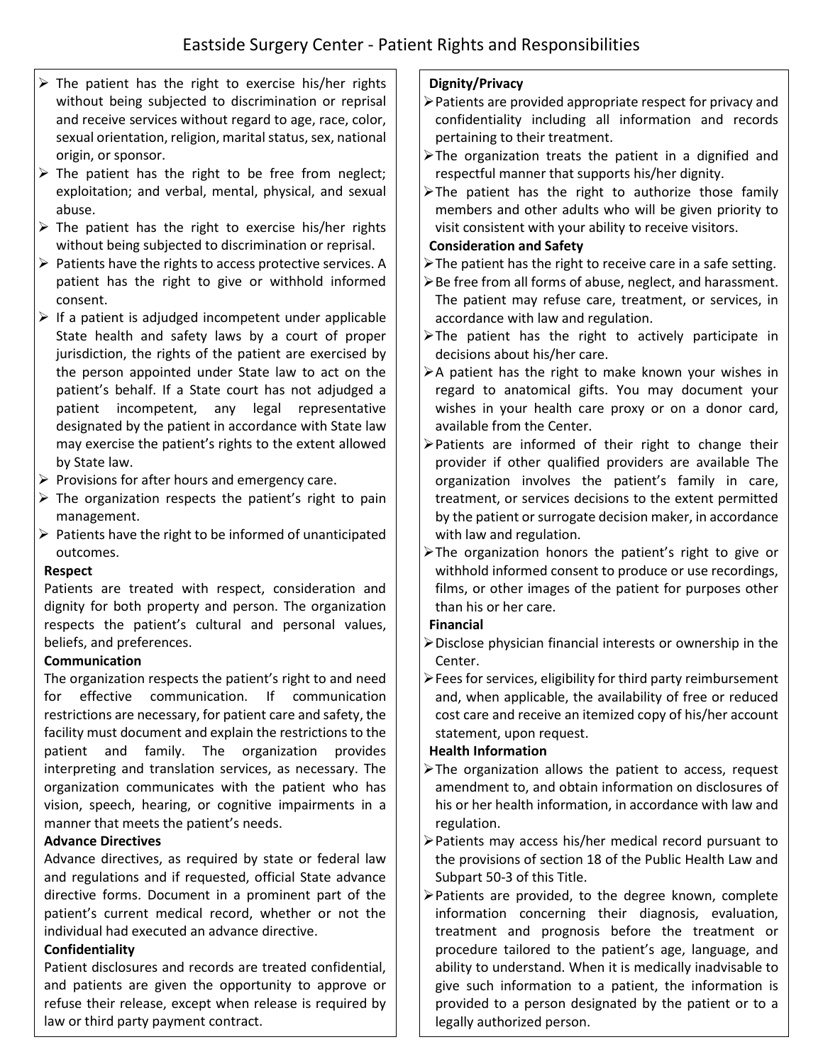# Eastside Surgery Center - Patient Rights and Responsibilities

- The patient has the right to exercise his/her rights without being subjected to discrimination or reprisal and receive services without regard to age, race, color, sexual orientation, religion, marital status, sex, national origin, or sponsor.
- The patient has the right to be free from neglect; exploitation; and verbal, mental, physical, and sexual abuse.
- The patient has the right to exercise his/her rights without being subjected to discrimination or reprisal.
- Patients have the rights to access protective services. A patient has the right to give or withhold informed consent.
- If a patient is adjudged incompetent under applicable State health and safety laws by a court of proper jurisdiction, the rights of the patient are exercised by the person appointed under State law to act on the patient's behalf. If a State court has not adjudged a patient incompetent, any legal representative designated by the patient in accordance with State law may exercise the patient's rights to the extent allowed by State law.
- Provisions for after hours and emergency care.
- The organization respects the patient's right to pain management.
- Patients have the right to be informed of unanticipated outcomes.

**Respect**

Patients are treated with respect, consideration and dignity for both property and person. The organization respects the patient's cultural and personal values, beliefs, and preferences.

**Communication**

The organization respects the patient's right to and need for effective communication. If communication restrictions are necessary, for patient care and safety, the facility must document and explain the restrictions to the patient and family. The organization provides interpreting and translation services, as necessary. The organization communicates with the patient who has vision, speech, hearing, or cognitive impairments in a manner that meets the patient's needs.

**Advance Directives**

Advance directives, as required by state or federal law and regulations and if requested, official State advance directive forms. Document in a prominent part of the patient's current medical record, whether or not the individual had executed an advance directive.

**Confidentiality**

Patient disclosures and records are treated confidential, and patients are given the opportunity to approve or refuse their release, except when release is required by law or third party payment contract.

**Dignity/Privacy**

- Patients are provided appropriate respect for privacy and confidentiality including all information and records pertaining to their treatment.
- The organization treats the patient in a dignified and respectful manner that supports his/her dignity.
- The patient has the right to authorize those family members and other adults who will be given priority to visit consistent with your ability to receive visitors.

**Consideration and Safety**

- The patient has the right to receive care in a safe setting.
- Be free from all forms of abuse, neglect, and harassment. The patient may refuse care, treatment, or services, in accordance with law and regulation.
- The patient has the right to actively participate in decisions about his/her care.
- A patient has the right to make known your wishes in regard to anatomical gifts. You may document your wishes in your health care proxy or on a donor card, available from the Center.
- Patients are informed of their right to change their provider if other qualified providers are available The organization involves the patient's family in care, treatment, or services decisions to the extent permitted by the patient or surrogate decision maker, in accordance with law and regulation.
- The organization honors the patient's right to give or withhold informed consent to produce or use recordings, films, or other images of the patient for purposes other than his or her care.

**Financial**

- Disclose physician financial interests or ownership in the Center.
- Fees for services, eligibility for third party reimbursement and, when applicable, the availability of free or reduced cost care and receive an itemized copy of his/her account statement, upon request.

**Health Information**

- The organization allows the patient to access, request amendment to, and obtain information on disclosures of his or her health information, in accordance with law and regulation.
- Patients may access his/her medical record pursuant to the provisions of section 18 of the Public Health Law and Subpart 50-3 of this Title.
- Patients are provided, to the degree known, complete information concerning their diagnosis, evaluation, treatment and prognosis before the treatment or procedure tailored to the patient's age, language, and ability to understand. When it is medically inadvisable to give such information to a patient, the information is provided to a person designated by the patient or to a legally authorized person.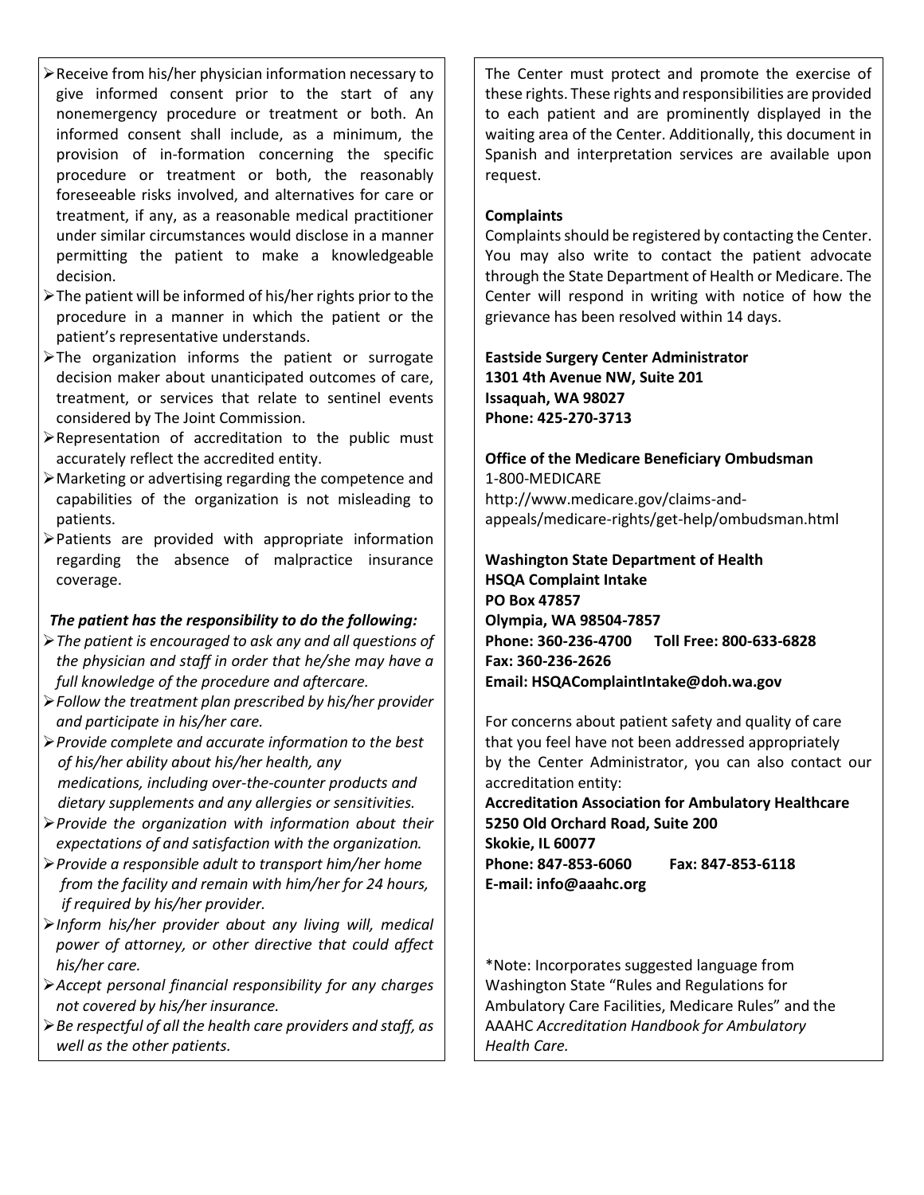- Receive from his/her physician information necessary to give informed consent prior to the start of any nonemergency procedure or treatment or both. An informed consent shall include, as a minimum, the provision of in-formation concerning the specific procedure or treatment or both, the reasonably foreseeable risks involved, and alternatives for care or treatment, if any, as a reasonable medical practitioner under similar circumstances would disclose in a manner permitting the patient to make a knowledgeable decision.
- The patient will be informed of his/her rights prior to the procedure in a manner in which the patient or the patient's representative understands.
- The organization informs the patient or surrogate decision maker about unanticipated outcomes of care, treatment, or services that relate to sentinel events considered by The Joint Commission.
- Representation of accreditation to the public must accurately reflect the accredited entity.
- Marketing or advertising regarding the competence and capabilities of the organization is not misleading to patients.
- Patients are provided with appropriate information regarding the absence of malpractice insurance coverage.

***The patient has the responsibility to do the following:***

- *The patient is encouraged to ask any and all questions of the physician and staff in order that he/she may have a full knowledge of the procedure and aftercare.*
- *Follow the treatment plan prescribed by his/her provider and participate in his/her care.*
- *Provide complete and accurate information to the best of his/her ability about his/her health, any medications, including over-the-counter products and dietary supplements and any allergies or sensitivities.*
- *Provide the organization with information about their expectations of and satisfaction with the organization.*
- *Provide a responsible adult to transport him/her home from the facility and remain with him/her for 24 hours, if required by his/her provider.*
- *Inform his/her provider about any living will, medical power of attorney, or other directive that could affect his/her care.*
- *Accept personal financial responsibility for any charges not covered by his/her insurance.*
- *Be respectful of all the health care providers and staff, as well as the other patients.*

The Center must protect and promote the exercise of these rights. These rights and responsibilities are provided to each patient and are prominently displayed in the waiting area of the Center. Additionally, this document in Spanish and interpretation services are available upon request.

**Complaints**

Complaints should be registered by contacting the Center. You may also write to contact the patient advocate through the State Department of Health or Medicare. The Center will respond in writing with notice of how the grievance has been resolved within 14 days.

**Eastside Surgery Center Administrator**
**1301 4th Avenue NW, Suite 201**
**Issaquah, WA 98027**
**Phone: 425-270-3713**

**Office of the Medicare Beneficiary Ombudsman**
1-800-MEDICARE
http://www.medicare.gov/claims-and-appeals/medicare-rights/get-help/ombudsman.html

**Washington State Department of Health**
**HSQA Complaint Intake**
**PO Box 47857**
**Olympia, WA 98504-7857**
**Phone: 360-236-4700 Toll Free: 800-633-6828**
**Fax: 360-236-2626**
**Email: HSQAComplaintIntake@doh.wa.gov**

For concerns about patient safety and quality of care that you feel have not been addressed appropriately by the Center Administrator, you can also contact our accreditation entity:
**Accreditation Association for Ambulatory Healthcare**
**5250 Old Orchard Road, Suite 200**
**Skokie, IL 60077**
**Phone: 847-853-6060 Fax: 847-853-6118**
**E-mail: info@aaahc.org**

*Note: Incorporates suggested language from Washington State "Rules and Regulations for Ambulatory Care Facilities, Medicare Rules" and the AAAHC *Accreditation Handbook for Ambulatory Health Care.*